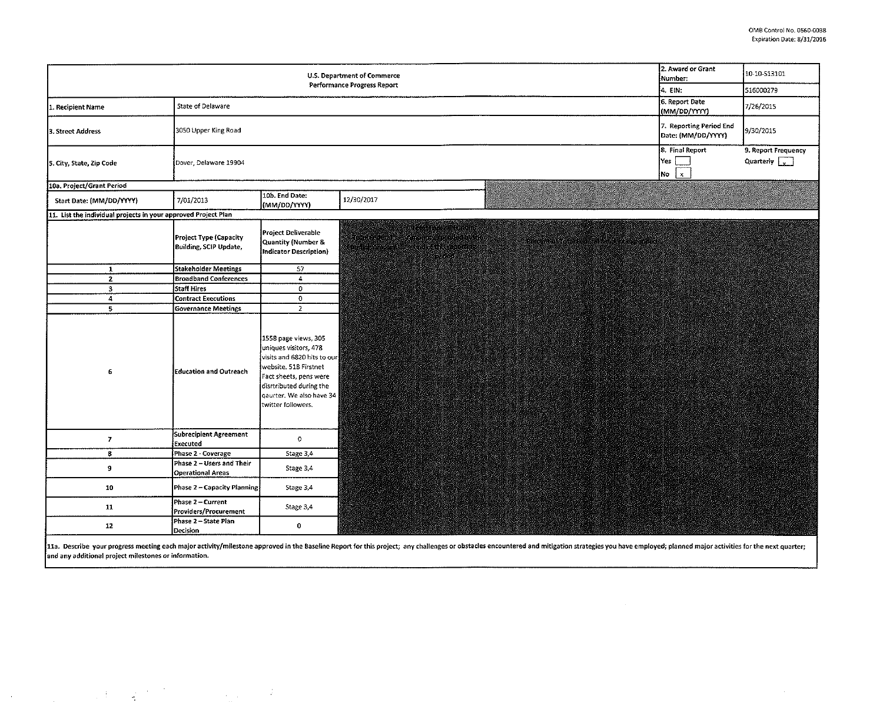OMB Control No. 0660-0038
Expiration Date: 8/31/2016

| U.S. Department of Commerce Performance Progress Report | | | | 2. Award or Grant Number: | 10-10-S13101 |
|---|---|---|---|---|---|
| | | | | 4. EIN: | 516000279 |
| 1. Recipient Name | State of Delaware | | | 6. Report Date (MM/DD/YYYY) | 7/26/2015 |
| 3. Street Address | 3050 Upper King Road | | | 7. Reporting Period End Date: (MM/DD/YYYY) | 9/30/2015 |
| 5. City, State, Zip Code | Dover, Delaware 19904 | | | 8. Final Report Yes [ ] No [x] | 9. Report Frequency Quarterly [x] |
| 10a. Project/Grant Period | | | | | |
| Start Date: (MM/DD/YYYY) | 7/01/2013 | 10b. End Date: (MM/DD/YYYY) | 12/30/2017 | | |

11. List the individual projects in your approved Project Plan

| | Project Type (Capacity Building, SCIP Update, | Project Deliverable Quantity (Number & Indicator Description) |
|---|---|---|
| 1 | Stakeholder Meetings | 57 |
| 2 | Broadband Conferences | 4 |
| 3 | Staff Hires | 0 |
| 4 | Contract Executions | 0 |
| 5 | Governance Meetings | 2 |
| 6 | Education and Outreach | 1558 page views, 305 uniques visitors, 478 visits and 6820 hits to our website. 518 Firstnet Fact sheets, pens were disrtributed during the qaurter. We also have 34 twitter followers. |
| 7 | Subrecipient Agreement Executed | 0 |
| 8 | Phase 2 - Coverage | Stage 3,4 |
| 9 | Phase 2 – Users and Their Operational Areas | Stage 3,4 |
| 10 | Phase 2 – Capacity Planning | Stage 3,4 |
| 11 | Phase 2 – Current Providers/Procurement | Stage 3,4 |
| 12 | Phase 2 – State Plan Decision | 0 |

11a. Describe your progress meeting each major activity/milestone approved in the Baseline Report for this project; any challenges or obstacles encountered and mitigation strategies you have employed; planned major activities for the next quarter; and any additional project milestones or information.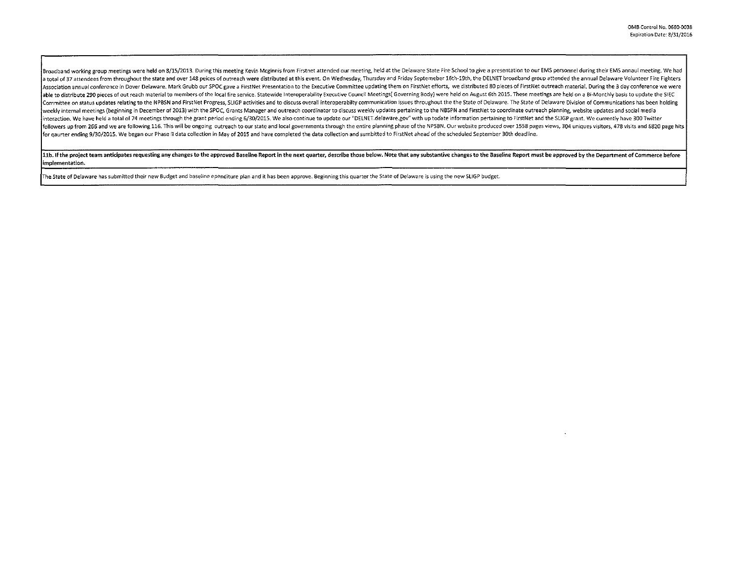Broadband working group meetings were held on 8/15/2013. During this meeting Kevin Mcginnis from Firstnet attended our meeting, held at the Delaware State Fire School to give a presentation to our EMS personnel during their EMS annual meeting. We had a total of 37 attendees from throughout the state and over 148 peices of outreach were distributed at this event. On Wednesday, Thursday and Friday Septemeber 16th-19th, the DELNET broadband group attended the annual Delaware Volunteer Fire Fighters Association annual conference in Dover Delaware. Mark Grubb our SPOC gave a FirstNet Presentation to the Executive Committee updating them on FirstNet efforts, we distributed 80 pieces of FirstNet outreach material. During the 3 day conference we were able to distribute 290 pieces of out reach material to members of the local fire service. Statewide Interoperability Executive Council Meetings( Governing Body) were held on August 6th 2015. These meetings are held on a Bi-Monthly basis to update the SIEC Committee on status updates relating to the NPBSN and FirstNet Progress, SLIGP activities and to discuss overall interoperabilty communication issues throughout the the State of Delaware. The State of Delaware Division of Communications has been holding weekly internal meetings (beginning in December of 2013) with the SPOC, Grants Manager and outreach coordinator to discuss weekly updates pertaining to the NBSPN and FirstNet to coordinate outreach planning, website updates and social media interaction. We have held a total of 74 meetings through the grant period ending 6/30/2015. We also continue to update our "DELNET.delaware.gov" with up todate information pertaining to FirstNet and the SLIGP grant. We currently have 300 Twitter followers up from 266 and we are following 116. This will be ongoing outreach to our state and local governments through the entire planning phase of the NPSBN. Our website produced over 1558 pages views, 304 uniques visitors, 478 visits and 6820 page hits for qaurter ending 9/30/2015. We began our Phase II data collection in May of 2015 and have completed the data collection and sumbitted to FirstNet ahead of the scheduled September 30th deadline.

**11b. If the project team anticipates requesting any changes to the approved Baseline Report in the next quarter, describe those below. Note that any substantive changes to the Baseline Report must be approved by the Department of Commerce before implementation.**

The State of Delaware has submitted their new Budget and baseline ependiture plan and it has been approve. Beginning this quarter the State of Delaware is using the new SLIGP budget.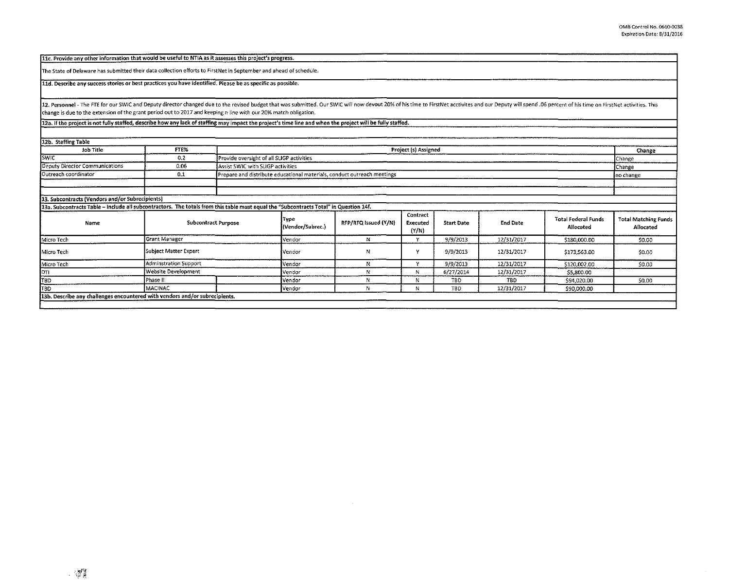**11c. Provide any other information that would be useful to NTIA as it assesses this project's progress.**

The State of Delaware has submitted their data collection efforts to FirstNet in September and ahead of schedule.

**11d. Describe any success stories or best practices you have identified. Please be as specific as possible.**

**12. Personnel** - The FTE for our SWIC and Deputy director changed due to the revised budget that was submitted. Our SWIC will now devout 20% of his time to FirstNet acctivites and our Deputy will spend .06 percent of his time on FirstNet activities. This change is due to the extension of the grant period out to 2017 and keeping n line with our 20% match obligation.

**12a. If the project is not fully staffed, describe how any lack of staffing may impact the project's time line and when the project will be fully staffed.**

**12b. Staffing Table**

| Job Title | FTE% | Project (s) Assigned | Change |
|---|---|---|---|
| SWIC | 0.2 | Provide oversight of all SLIGP activities | Change |
| Deputy Director Communications | 0.06 | Assist SWIC with SLIGP activities | Change |
| Outreach coordinator | 0.1 | Prepare and distribute educational materials, conduct outreach meetings | no change |
| | | | |
| | | | |

**13. Subcontracts (Vendors and/or Subrecipients)**

**13a. Subcontracts Table – Include all subcontractors. The totals from this table must equal the "Subcontracts Total" in Question 14f.**

| Name | Subcontract Purpose | | Type (Vendor/Subrec.) | RFP/RFQ Issued (Y/N) | Contract Executed (Y/N) | Start Date | End Date | Total Federal Funds Allocated | Total Matching Funds Allocated |
|---|---|---|---|---|---|---|---|---|---|
| Micro Tech | Grant Manager | | Vendor | N | Y | 9/9/2013 | 12/31/2017 | $180,000.00 | $0.00 |
| Micro Tech | Subject Matter Expert | | Vendor | N | Y | 9/9/2013 | 12/31/2017 | $173,563.00 | $0.00 |
| Micro Tech | Adminstration Support | | Vendor | N | Y | 9/9/2013 | 12/31/2017 | $120,002.00 | $0.00 |
| DTI | Website Development | | Vendor | N | N | 6/27/2014 | 12/31/2017 | $5,800.00 | |
| TBD | Phase II | | Vendor | N | N | TBD | TBD | $94,020.00 | $0.00 |
| TBD | MACINAC | | Vendor | N | N | TBD | 12/31/2017 | $90,000.00 | |

**13b. Describe any challenges encountered with vendors and/or subrecipients.**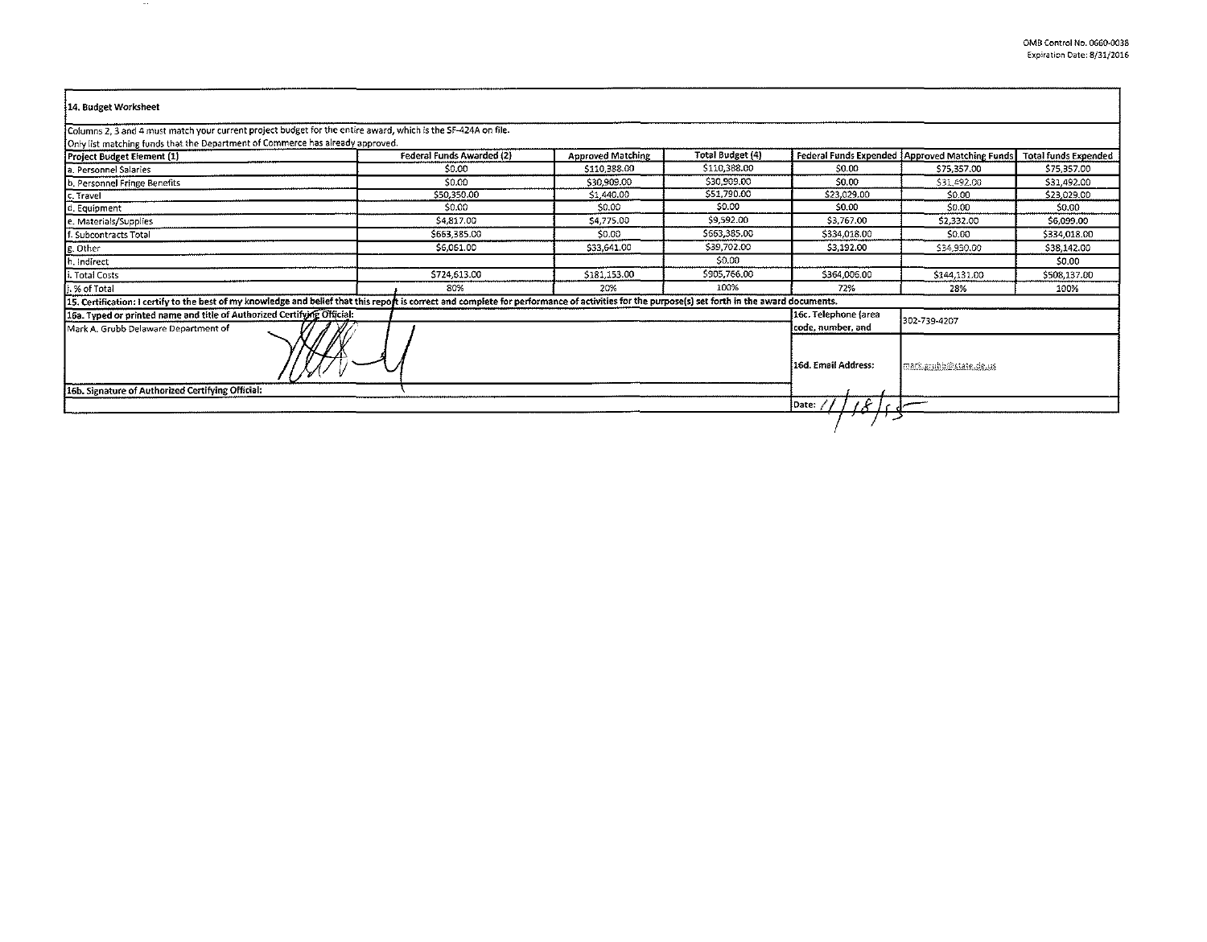OMB Control No. 0660-0038
Expiration Date: 8/31/2016

## 14. Budget Worksheet

Columns 2, 3 and 4 must match your current project budget for the entire award, which is the SF-424A on file.
Only list matching funds that the Department of Commerce has already approved.

| Project Budget Element (1) | Federal Funds Awarded (2) | Approved Matching | Total Budget (4) | Federal Funds Expended | Approved Matching Funds | Total funds Expended |
|---|---|---|---|---|---|---|
| a. Personnel Salaries | $0.00 | $110,388.00 | $110,388.00 | $0.00 | $75,357.00 | $75,357.00 |
| b. Personnel Fringe Benefits | $0.00 | $30,909.00 | $30,909.00 | $0.00 | $31,492.00 | $31,492.00 |
| c. Travel | $50,350.00 | $1,440.00 | $51,790.00 | $23,029.00 | $0.00 | $23,029.00 |
| d. Equipment | $0.00 | $0.00 | $0.00 | $0.00 | $0.00 | $0.00 |
| e. Materials/Supplies | $4,817.00 | $4,775.00 | $9,592.00 | $3,767.00 | $2,332.00 | $6,099.00 |
| f. Subcontracts Total | $663,385.00 | $0.00 | $663,385.00 | $334,018.00 | $0.00 | $334,018.00 |
| g. Other | $6,061.00 | $33,641.00 | $39,702.00 | $3,192.00 | $34,950.00 | $38,142.00 |
| h. Indirect | | | $0.00 | | | $0.00 |
| i. Total Costs | $724,613.00 | $181,153.00 | $905,766.00 | $364,006.00 | $144,131.00 | $508,137.00 |
| j. % of Total | 80% | 20% | 100% | 72% | 28% | 100% |

**15. Certification:** I certify to the best of my knowledge and belief that this report is correct and complete for performance of activities for the purpose(s) set forth in the award documents.

**16a. Typed or printed name and title of Authorized Certifying Official:**
Mark A. Grubb Delaware Department of

**16b. Signature of Authorized Certifying Official:**

**16c. Telephone (area code, number, and** 302-739-4207

**16d. Email Address:** mark.grubb@state.de.us

Date: 11/18/15